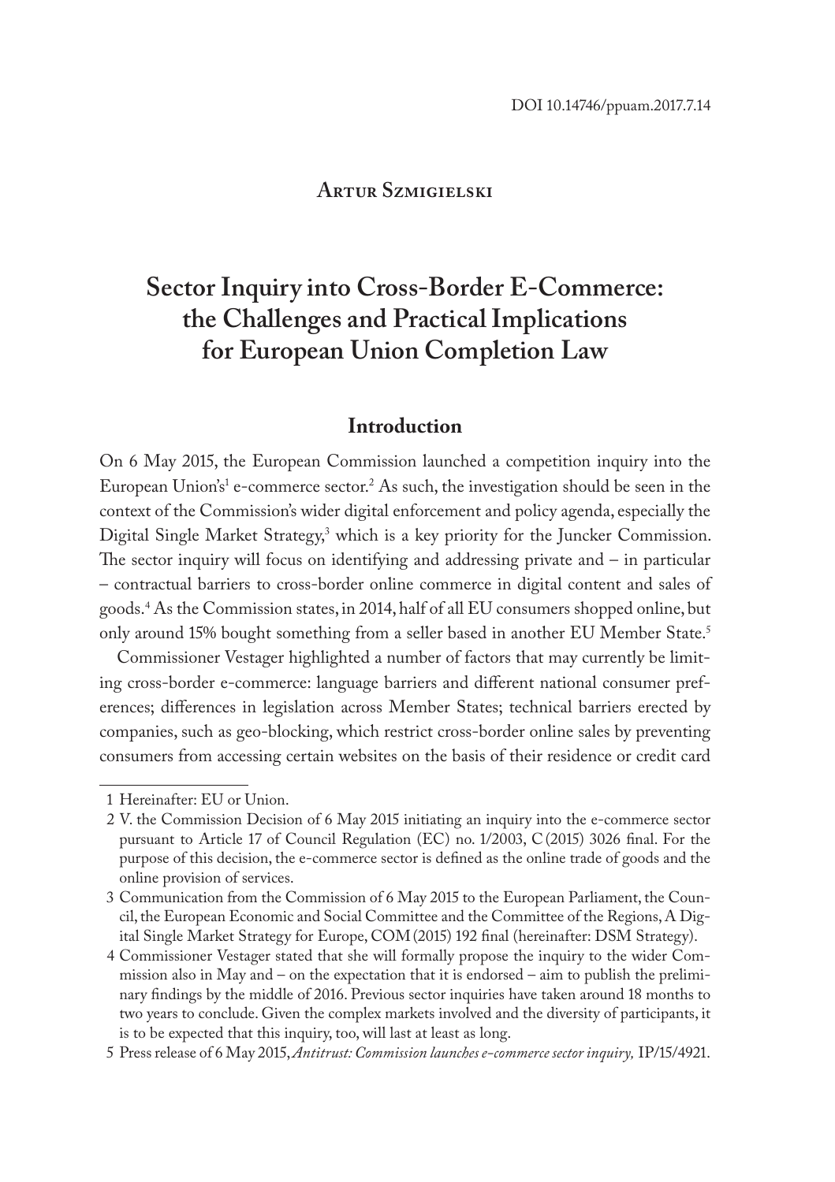DOI 10.14746/ppuam.2017.7.14

Artur Szmigielski

# Sector Inquiry into Cross-Border E-Commerce: the Challenges and Practical Implications for European Union Completion Law

## Introduction

On 6 May 2015, the European Commission launched a competition inquiry into the European Union's[1] e-commerce sector.[2] As such, the investigation should be seen in the context of the Commission's wider digital enforcement and policy agenda, especially the Digital Single Market Strategy,[3] which is a key priority for the Juncker Commission. The sector inquiry will focus on identifying and addressing private and – in particular – contractual barriers to cross-border online commerce in digital content and sales of goods.[4] As the Commission states, in 2014, half of all EU consumers shopped online, but only around 15% bought something from a seller based in another EU Member State.[5]

Commissioner Vestager highlighted a number of factors that may currently be limiting cross-border e-commerce: language barriers and different national consumer preferences; differences in legislation across Member States; technical barriers erected by companies, such as geo-blocking, which restrict cross-border online sales by preventing consumers from accessing certain websites on the basis of their residence or credit card

1 Hereinafter: EU or Union.

2 V. the Commission Decision of 6 May 2015 initiating an inquiry into the e-commerce sector pursuant to Article 17 of Council Regulation (EC) no. 1/2003, C (2015) 3026 final. For the purpose of this decision, the e-commerce sector is defined as the online trade of goods and the online provision of services.

3 Communication from the Commission of 6 May 2015 to the European Parliament, the Council, the European Economic and Social Committee and the Committee of the Regions, A Digital Single Market Strategy for Europe, COM (2015) 192 final (hereinafter: DSM Strategy).

4 Commissioner Vestager stated that she will formally propose the inquiry to the wider Commission also in May and – on the expectation that it is endorsed – aim to publish the preliminary findings by the middle of 2016. Previous sector inquiries have taken around 18 months to two years to conclude. Given the complex markets involved and the diversity of participants, it is to be expected that this inquiry, too, will last at least as long.

5 Press release of 6 May 2015, *Antitrust: Commission launches e-commerce sector inquiry,* IP/15/4921.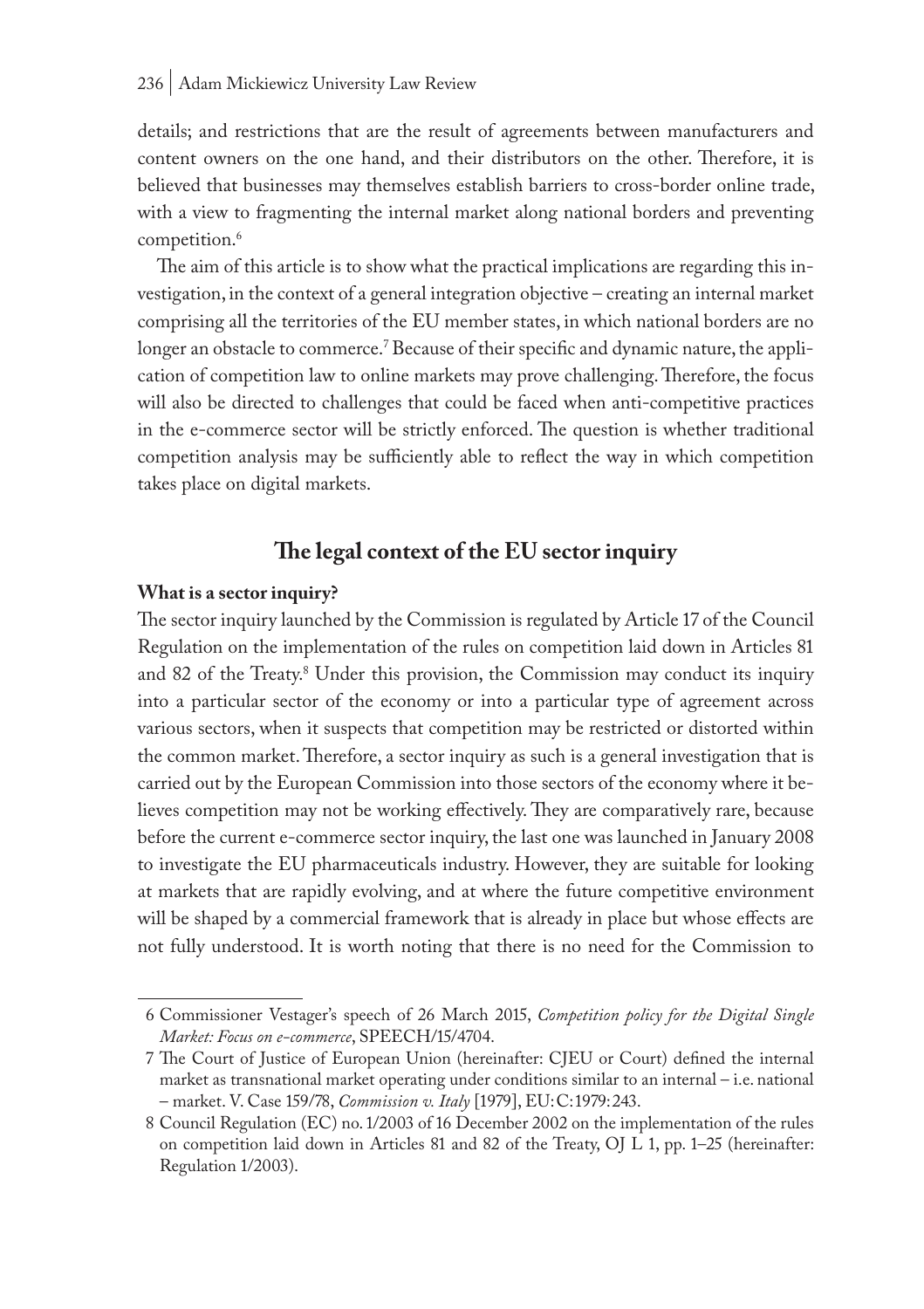details; and restrictions that are the result of agreements between manufacturers and content owners on the one hand, and their distributors on the other. Therefore, it is believed that businesses may themselves establish barriers to cross-border online trade, with a view to fragmenting the internal market along national borders and preventing competition.[6]

The aim of this article is to show what the practical implications are regarding this investigation, in the context of a general integration objective – creating an internal market comprising all the territories of the EU member states, in which national borders are no longer an obstacle to commerce.[7] Because of their specific and dynamic nature, the application of competition law to online markets may prove challenging. Therefore, the focus will also be directed to challenges that could be faced when anti-competitive practices in the e-commerce sector will be strictly enforced. The question is whether traditional competition analysis may be sufficiently able to reflect the way in which competition takes place on digital markets.

## The legal context of the EU sector inquiry

### What is a sector inquiry?

The sector inquiry launched by the Commission is regulated by Article 17 of the Council Regulation on the implementation of the rules on competition laid down in Articles 81 and 82 of the Treaty.[8] Under this provision, the Commission may conduct its inquiry into a particular sector of the economy or into a particular type of agreement across various sectors, when it suspects that competition may be restricted or distorted within the common market. Therefore, a sector inquiry as such is a general investigation that is carried out by the European Commission into those sectors of the economy where it believes competition may not be working effectively. They are comparatively rare, because before the current e-commerce sector inquiry, the last one was launched in January 2008 to investigate the EU pharmaceuticals industry. However, they are suitable for looking at markets that are rapidly evolving, and at where the future competitive environment will be shaped by a commercial framework that is already in place but whose effects are not fully understood. It is worth noting that there is no need for the Commission to

---

6 Commissioner Vestager's speech of 26 March 2015, *Competition policy for the Digital Single Market: Focus on e-commerce*, SPEECH/15/4704.

7 The Court of Justice of European Union (hereinafter: CJEU or Court) defined the internal market as transnational market operating under conditions similar to an internal – i.e. national – market. V. Case 159/78, *Commission v. Italy* [1979], EU:C:1979:243.

8 Council Regulation (EC) no. 1/2003 of 16 December 2002 on the implementation of the rules on competition laid down in Articles 81 and 82 of the Treaty, OJ L 1, pp. 1–25 (hereinafter: Regulation 1/2003).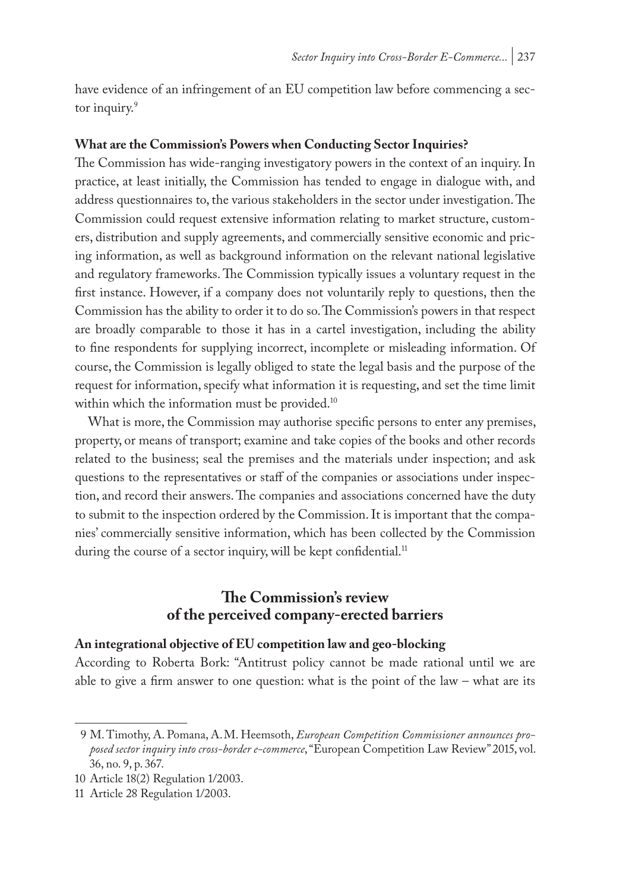have evidence of an infringement of an EU competition law before commencing a sector inquiry.[9]

### What are the Commission's Powers when Conducting Sector Inquiries?

The Commission has wide-ranging investigatory powers in the context of an inquiry. In practice, at least initially, the Commission has tended to engage in dialogue with, and address questionnaires to, the various stakeholders in the sector under investigation. The Commission could request extensive information relating to market structure, customers, distribution and supply agreements, and commercially sensitive economic and pricing information, as well as background information on the relevant national legislative and regulatory frameworks. The Commission typically issues a voluntary request in the first instance. However, if a company does not voluntarily reply to questions, then the Commission has the ability to order it to do so. The Commission's powers in that respect are broadly comparable to those it has in a cartel investigation, including the ability to fine respondents for supplying incorrect, incomplete or misleading information. Of course, the Commission is legally obliged to state the legal basis and the purpose of the request for information, specify what information it is requesting, and set the time limit within which the information must be provided.[10]

What is more, the Commission may authorise specific persons to enter any premises, property, or means of transport; examine and take copies of the books and other records related to the business; seal the premises and the materials under inspection; and ask questions to the representatives or staff of the companies or associations under inspection, and record their answers. The companies and associations concerned have the duty to submit to the inspection ordered by the Commission. It is important that the companies' commercially sensitive information, which has been collected by the Commission during the course of a sector inquiry, will be kept confidential.[11]

## The Commission's review of the perceived company-erected barriers

### An integrational objective of EU competition law and geo-blocking

According to Roberta Bork: "Antitrust policy cannot be made rational until we are able to give a firm answer to one question: what is the point of the law – what are its

---

9 M. Timothy, A. Pomana, A.M. Heemsoth, *European Competition Commissioner announces proposed sector inquiry into cross-border e-commerce*, "European Competition Law Review" 2015, vol. 36, no. 9, p. 367.

10 Article 18(2) Regulation 1/2003.

11 Article 28 Regulation 1/2003.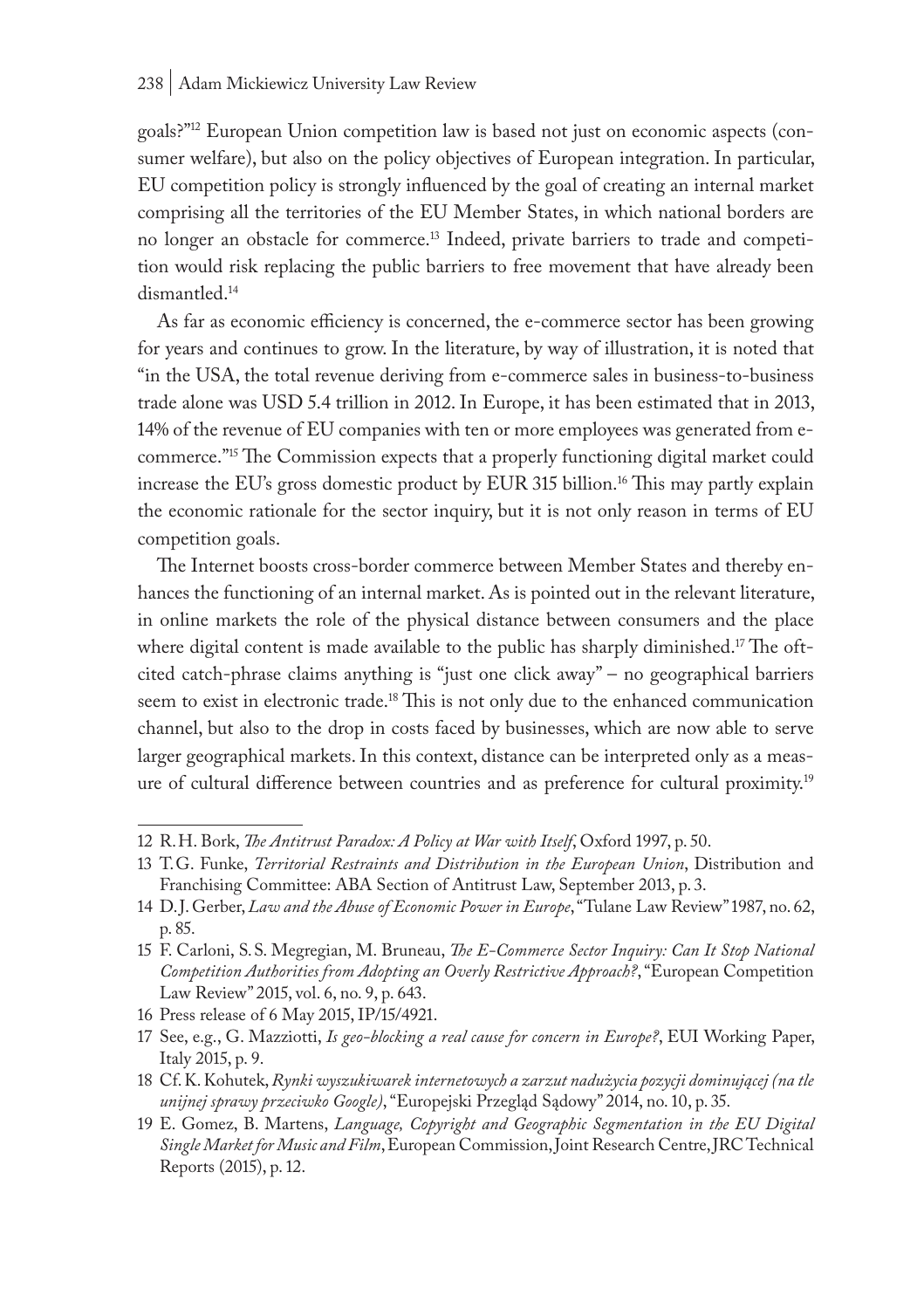goals?"[12] European Union competition law is based not just on economic aspects (consumer welfare), but also on the policy objectives of European integration. In particular, EU competition policy is strongly influenced by the goal of creating an internal market comprising all the territories of the EU Member States, in which national borders are no longer an obstacle for commerce.[13] Indeed, private barriers to trade and competition would risk replacing the public barriers to free movement that have already been dismantled.[14]

As far as economic efficiency is concerned, the e-commerce sector has been growing for years and continues to grow. In the literature, by way of illustration, it is noted that "in the USA, the total revenue deriving from e-commerce sales in business-to-business trade alone was USD 5.4 trillion in 2012. In Europe, it has been estimated that in 2013, 14% of the revenue of EU companies with ten or more employees was generated from e-commerce."[15] The Commission expects that a properly functioning digital market could increase the EU's gross domestic product by EUR 315 billion.[16] This may partly explain the economic rationale for the sector inquiry, but it is not only reason in terms of EU competition goals.

The Internet boosts cross-border commerce between Member States and thereby enhances the functioning of an internal market. As is pointed out in the relevant literature, in online markets the role of the physical distance between consumers and the place where digital content is made available to the public has sharply diminished.[17] The oft-cited catch-phrase claims anything is "just one click away" – no geographical barriers seem to exist in electronic trade.[18] This is not only due to the enhanced communication channel, but also to the drop in costs faced by businesses, which are now able to serve larger geographical markets. In this context, distance can be interpreted only as a measure of cultural difference between countries and as preference for cultural proximity.[19]

---

12 R.H. Bork, *The Antitrust Paradox: A Policy at War with Itself*, Oxford 1997, p. 50.

13 T.G. Funke, *Territorial Restraints and Distribution in the European Union*, Distribution and Franchising Committee: ABA Section of Antitrust Law, September 2013, p. 3.

14 D.J. Gerber, *Law and the Abuse of Economic Power in Europe*, "Tulane Law Review" 1987, no. 62, p. 85.

15 F. Carloni, S.S. Megregian, M. Bruneau, *The E-Commerce Sector Inquiry: Can It Stop National Competition Authorities from Adopting an Overly Restrictive Approach?*, "European Competition Law Review" 2015, vol. 6, no. 9, p. 643.

16 Press release of 6 May 2015, IP/15/4921.

17 See, e.g., G. Mazziotti, *Is geo-blocking a real cause for concern in Europe?*, EUI Working Paper, Italy 2015, p. 9.

18 Cf. K. Kohutek, *Rynki wyszukiwarek internetowych a zarzut nadużycia pozycji dominującej (na tle unijnej sprawy przeciwko Google)*, "Europejski Przegląd Sądowy" 2014, no. 10, p. 35.

19 E. Gomez, B. Martens, *Language, Copyright and Geographic Segmentation in the EU Digital Single Market for Music and Film*, European Commission, Joint Research Centre, JRC Technical Reports (2015), p. 12.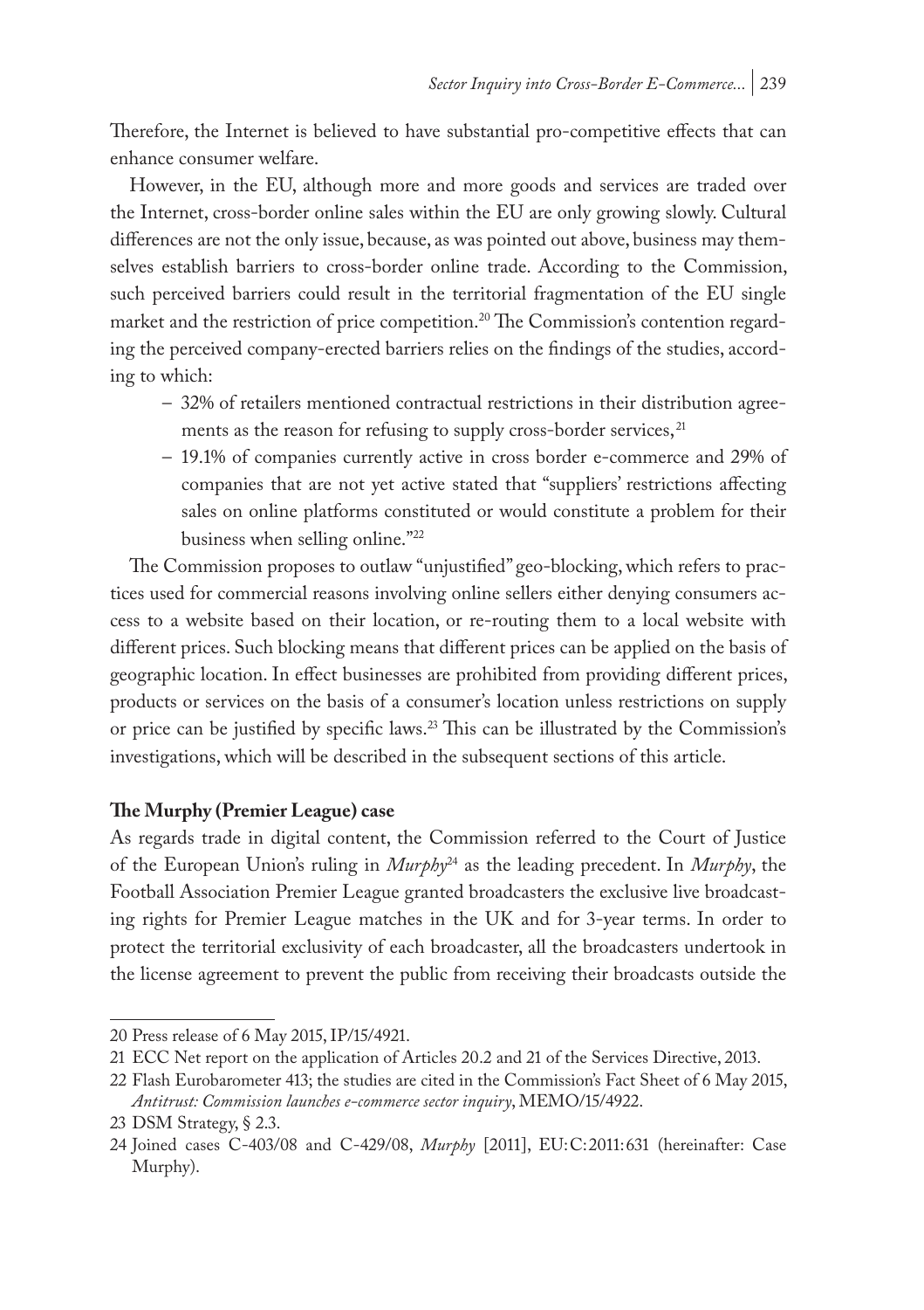Therefore, the Internet is believed to have substantial pro-competitive effects that can enhance consumer welfare.

However, in the EU, although more and more goods and services are traded over the Internet, cross-border online sales within the EU are only growing slowly. Cultural differences are not the only issue, because, as was pointed out above, business may themselves establish barriers to cross-border online trade. According to the Commission, such perceived barriers could result in the territorial fragmentation of the EU single market and the restriction of price competition.[20] The Commission's contention regarding the perceived company-erected barriers relies on the findings of the studies, according to which:

- 32% of retailers mentioned contractual restrictions in their distribution agreements as the reason for refusing to supply cross-border services,[21]
- 19.1% of companies currently active in cross border e-commerce and 29% of companies that are not yet active stated that "suppliers' restrictions affecting sales on online platforms constituted or would constitute a problem for their business when selling online."[22]

The Commission proposes to outlaw "unjustified" geo-blocking, which refers to practices used for commercial reasons involving online sellers either denying consumers access to a website based on their location, or re-routing them to a local website with different prices. Such blocking means that different prices can be applied on the basis of geographic location. In effect businesses are prohibited from providing different prices, products or services on the basis of a consumer's location unless restrictions on supply or price can be justified by specific laws.[23] This can be illustrated by the Commission's investigations, which will be described in the subsequent sections of this article.

**The Murphy (Premier League) case**

As regards trade in digital content, the Commission referred to the Court of Justice of the European Union's ruling in *Murphy*[24] as the leading precedent. In *Murphy*, the Football Association Premier League granted broadcasters the exclusive live broadcasting rights for Premier League matches in the UK and for 3-year terms. In order to protect the territorial exclusivity of each broadcaster, all the broadcasters undertook in the license agreement to prevent the public from receiving their broadcasts outside the

---

20 Press release of 6 May 2015, IP/15/4921.

21 ECC Net report on the application of Articles 20.2 and 21 of the Services Directive, 2013.

22 Flash Eurobarometer 413; the studies are cited in the Commission's Fact Sheet of 6 May 2015, *Antitrust: Commission launches e-commerce sector inquiry*, MEMO/15/4922.

23 DSM Strategy, § 2.3.

24 Joined cases C-403/08 and C-429/08, *Murphy* [2011], EU:C:2011:631 (hereinafter: Case Murphy).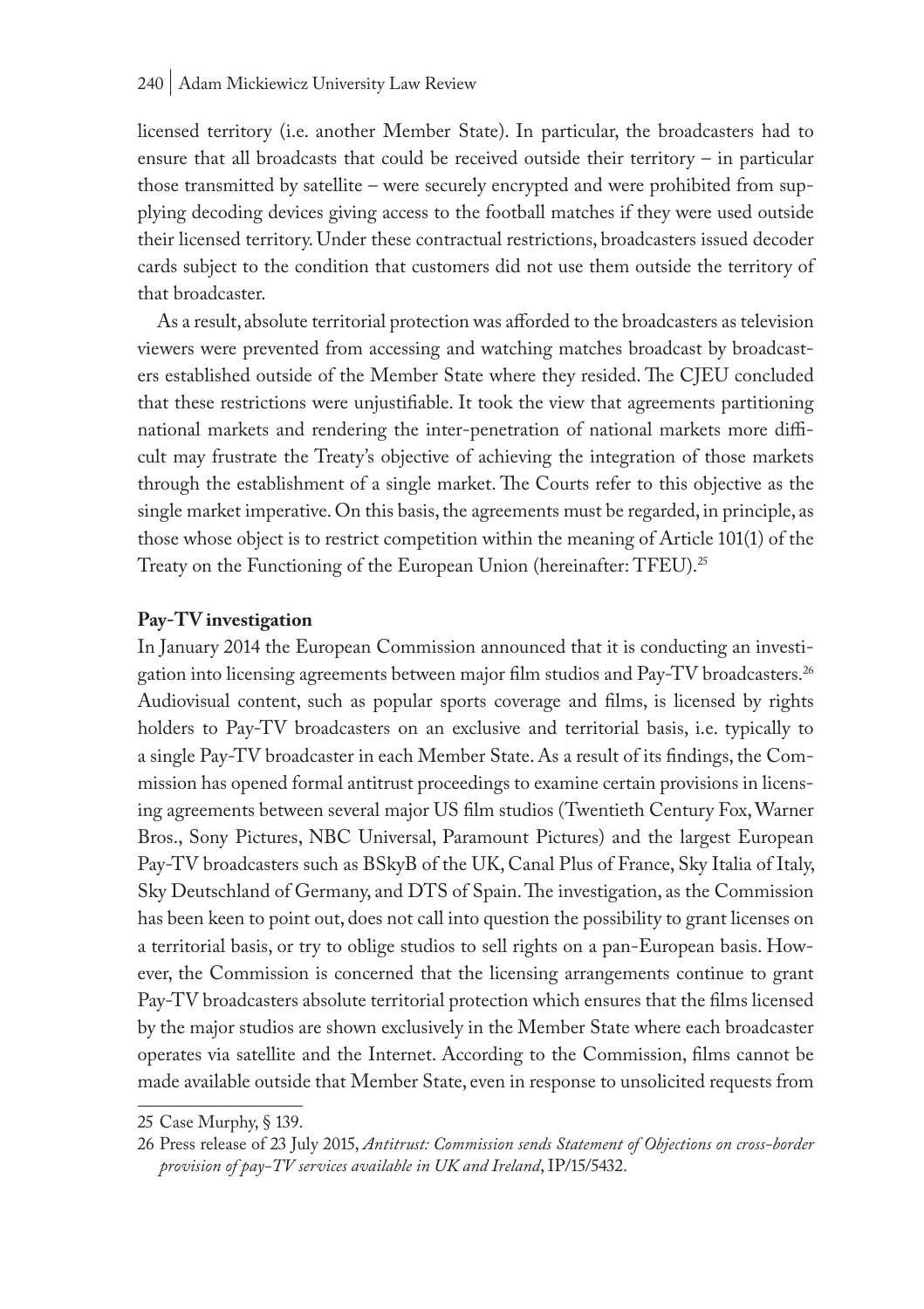licensed territory (i.e. another Member State). In particular, the broadcasters had to ensure that all broadcasts that could be received outside their territory – in particular those transmitted by satellite – were securely encrypted and were prohibited from supplying decoding devices giving access to the football matches if they were used outside their licensed territory. Under these contractual restrictions, broadcasters issued decoder cards subject to the condition that customers did not use them outside the territory of that broadcaster.

As a result, absolute territorial protection was afforded to the broadcasters as television viewers were prevented from accessing and watching matches broadcast by broadcasters established outside of the Member State where they resided. The CJEU concluded that these restrictions were unjustifiable. It took the view that agreements partitioning national markets and rendering the inter-penetration of national markets more difficult may frustrate the Treaty's objective of achieving the integration of those markets through the establishment of a single market. The Courts refer to this objective as the single market imperative. On this basis, the agreements must be regarded, in principle, as those whose object is to restrict competition within the meaning of Article 101(1) of the Treaty on the Functioning of the European Union (hereinafter: TFEU).[25]

**Pay-TV investigation**

In January 2014 the European Commission announced that it is conducting an investigation into licensing agreements between major film studios and Pay-TV broadcasters.[26] Audiovisual content, such as popular sports coverage and films, is licensed by rights holders to Pay-TV broadcasters on an exclusive and territorial basis, i.e. typically to a single Pay-TV broadcaster in each Member State. As a result of its findings, the Commission has opened formal antitrust proceedings to examine certain provisions in licensing agreements between several major US film studios (Twentieth Century Fox, Warner Bros., Sony Pictures, NBC Universal, Paramount Pictures) and the largest European Pay-TV broadcasters such as BSkyB of the UK, Canal Plus of France, Sky Italia of Italy, Sky Deutschland of Germany, and DTS of Spain. The investigation, as the Commission has been keen to point out, does not call into question the possibility to grant licenses on a territorial basis, or try to oblige studios to sell rights on a pan-European basis. However, the Commission is concerned that the licensing arrangements continue to grant Pay-TV broadcasters absolute territorial protection which ensures that the films licensed by the major studios are shown exclusively in the Member State where each broadcaster operates via satellite and the Internet. According to the Commission, films cannot be made available outside that Member State, even in response to unsolicited requests from

---

25 Case Murphy, § 139.

26 Press release of 23 July 2015, *Antitrust: Commission sends Statement of Objections on cross-border provision of pay-TV services available in UK and Ireland*, IP/15/5432.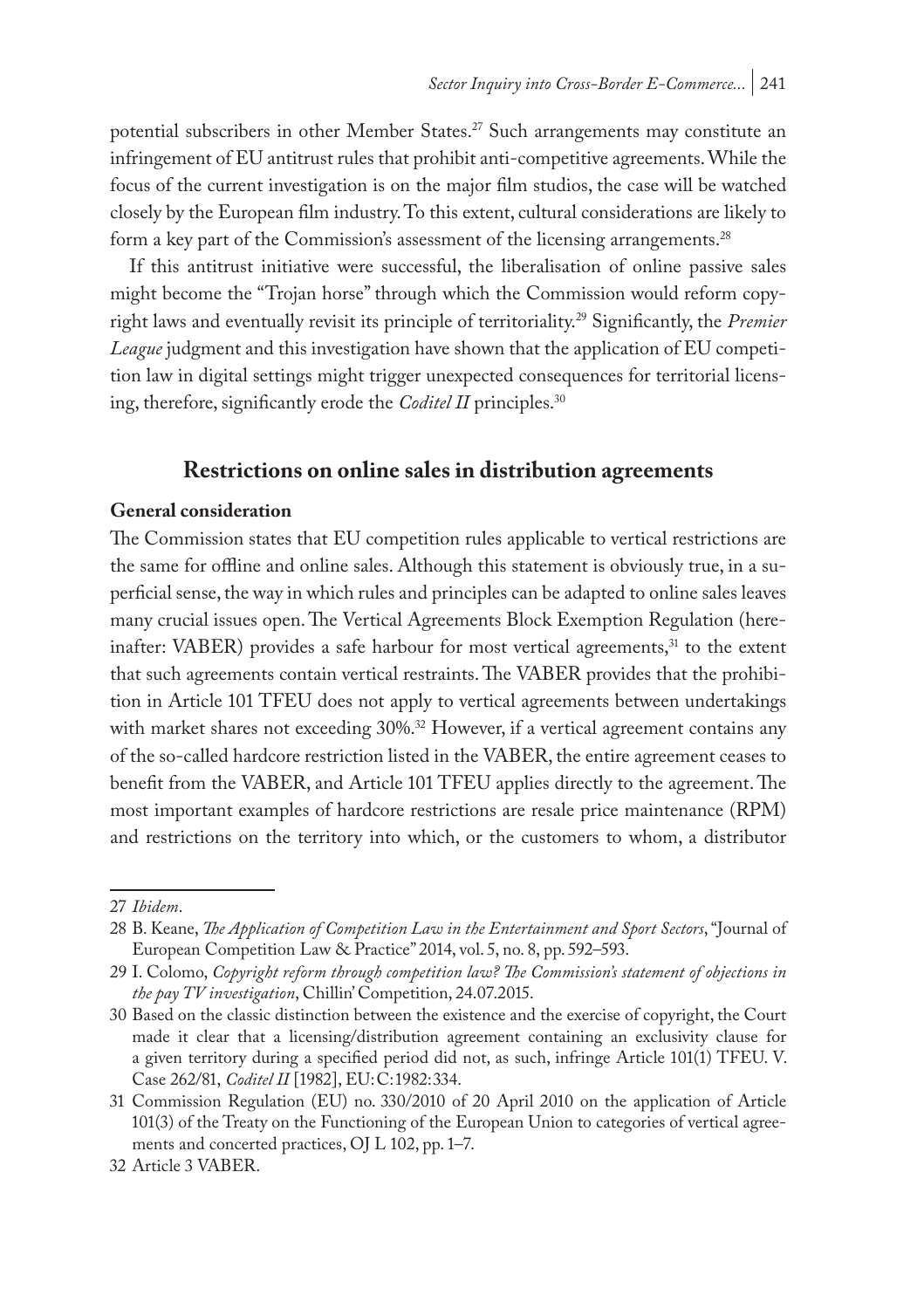potential subscribers in other Member States.[27] Such arrangements may constitute an infringement of EU antitrust rules that prohibit anti-competitive agreements. While the focus of the current investigation is on the major film studios, the case will be watched closely by the European film industry. To this extent, cultural considerations are likely to form a key part of the Commission's assessment of the licensing arrangements.[28]

If this antitrust initiative were successful, the liberalisation of online passive sales might become the "Trojan horse" through which the Commission would reform copyright laws and eventually revisit its principle of territoriality.[29] Significantly, the *Premier League* judgment and this investigation have shown that the application of EU competition law in digital settings might trigger unexpected consequences for territorial licensing, therefore, significantly erode the *Coditel II* principles.[30]

## Restrictions on online sales in distribution agreements

### General consideration

The Commission states that EU competition rules applicable to vertical restrictions are the same for offline and online sales. Although this statement is obviously true, in a superficial sense, the way in which rules and principles can be adapted to online sales leaves many crucial issues open. The Vertical Agreements Block Exemption Regulation (hereinafter: VABER) provides a safe harbour for most vertical agreements,[31] to the extent that such agreements contain vertical restraints. The VABER provides that the prohibition in Article 101 TFEU does not apply to vertical agreements between undertakings with market shares not exceeding 30%.[32] However, if a vertical agreement contains any of the so-called hardcore restriction listed in the VABER, the entire agreement ceases to benefit from the VABER, and Article 101 TFEU applies directly to the agreement. The most important examples of hardcore restrictions are resale price maintenance (RPM) and restrictions on the territory into which, or the customers to whom, a distributor

---

27 *Ibidem*.

28 B. Keane, *The Application of Competition Law in the Entertainment and Sport Sectors*, "Journal of European Competition Law & Practice" 2014, vol. 5, no. 8, pp. 592–593.

29 I. Colomo, *Copyright reform through competition law? The Commission's statement of objections in the pay TV investigation*, Chillin' Competition, 24.07.2015.

30 Based on the classic distinction between the existence and the exercise of copyright, the Court made it clear that a licensing/distribution agreement containing an exclusivity clause for a given territory during a specified period did not, as such, infringe Article 101(1) TFEU. V. Case 262/81, *Coditel II* [1982], EU:C:1982:334.

31 Commission Regulation (EU) no. 330/2010 of 20 April 2010 on the application of Article 101(3) of the Treaty on the Functioning of the European Union to categories of vertical agreements and concerted practices, OJ L 102, pp. 1–7.

32 Article 3 VABER.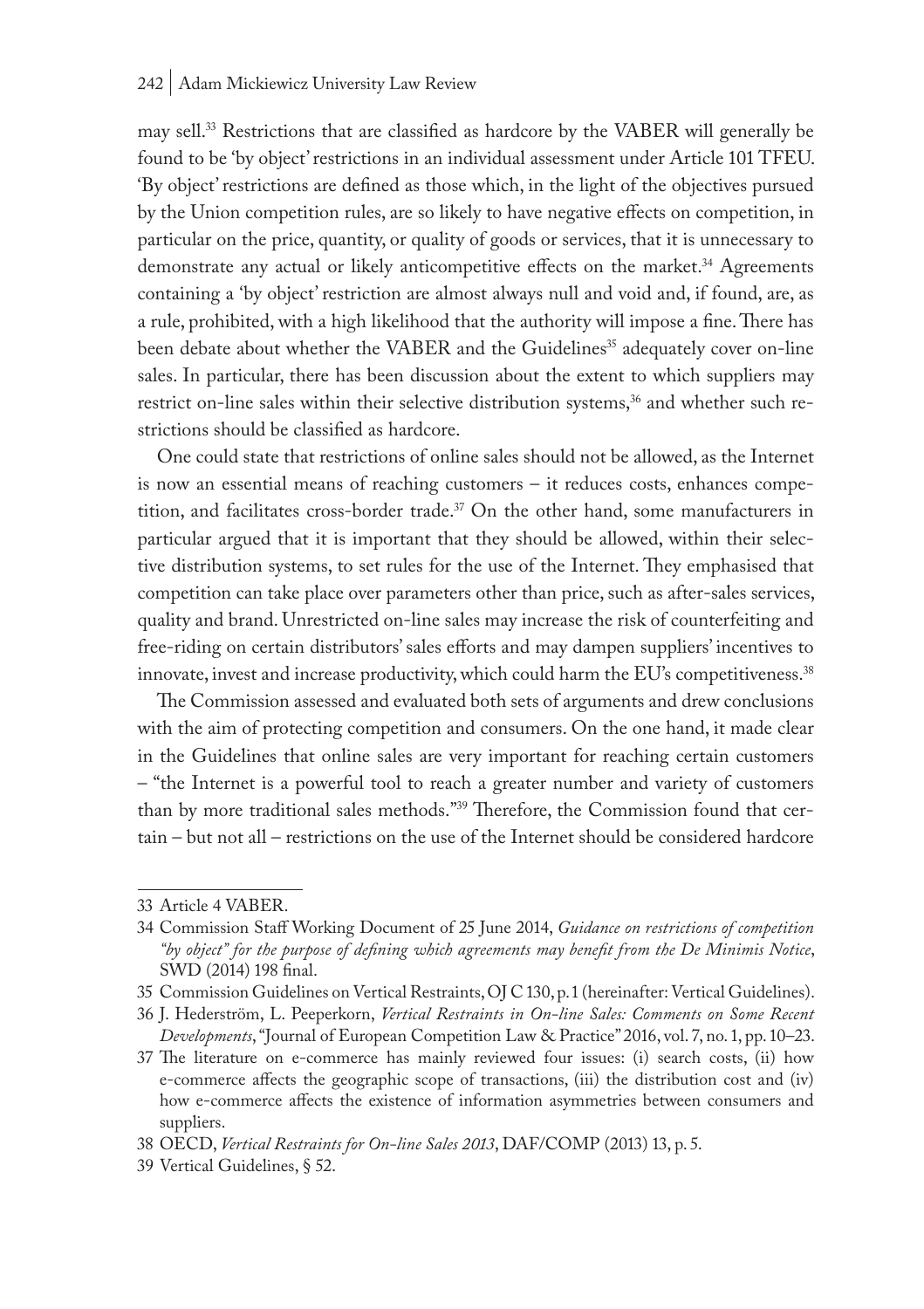may sell.[33] Restrictions that are classified as hardcore by the VABER will generally be found to be 'by object' restrictions in an individual assessment under Article 101 TFEU. 'By object' restrictions are defined as those which, in the light of the objectives pursued by the Union competition rules, are so likely to have negative effects on competition, in particular on the price, quantity, or quality of goods or services, that it is unnecessary to demonstrate any actual or likely anticompetitive effects on the market.[34] Agreements containing a 'by object' restriction are almost always null and void and, if found, are, as a rule, prohibited, with a high likelihood that the authority will impose a fine. There has been debate about whether the VABER and the Guidelines[35] adequately cover on-line sales. In particular, there has been discussion about the extent to which suppliers may restrict on-line sales within their selective distribution systems,[36] and whether such restrictions should be classified as hardcore.

One could state that restrictions of online sales should not be allowed, as the Internet is now an essential means of reaching customers – it reduces costs, enhances competition, and facilitates cross-border trade.[37] On the other hand, some manufacturers in particular argued that it is important that they should be allowed, within their selective distribution systems, to set rules for the use of the Internet. They emphasised that competition can take place over parameters other than price, such as after-sales services, quality and brand. Unrestricted on-line sales may increase the risk of counterfeiting and free-riding on certain distributors' sales efforts and may dampen suppliers' incentives to innovate, invest and increase productivity, which could harm the EU's competitiveness.[38]

The Commission assessed and evaluated both sets of arguments and drew conclusions with the aim of protecting competition and consumers. On the one hand, it made clear in the Guidelines that online sales are very important for reaching certain customers – "the Internet is a powerful tool to reach a greater number and variety of customers than by more traditional sales methods."[39] Therefore, the Commission found that certain – but not all – restrictions on the use of the Internet should be considered hardcore

---

33 Article 4 VABER.

34 Commission Staff Working Document of 25 June 2014, *Guidance on restrictions of competition "by object" for the purpose of defining which agreements may benefit from the De Minimis Notice*, SWD (2014) 198 final.

35 Commission Guidelines on Vertical Restraints, OJ C 130, p. 1 (hereinafter: Vertical Guidelines).

36 J. Hederström, L. Peeperkorn, *Vertical Restraints in On-line Sales: Comments on Some Recent Developments*, "Journal of European Competition Law & Practice" 2016, vol. 7, no. 1, pp. 10–23.

37 The literature on e-commerce has mainly reviewed four issues: (i) search costs, (ii) how e-commerce affects the geographic scope of transactions, (iii) the distribution cost and (iv) how e-commerce affects the existence of information asymmetries between consumers and suppliers.

38 OECD, *Vertical Restraints for On-line Sales 2013*, DAF/COMP (2013) 13, p. 5.

39 Vertical Guidelines, § 52.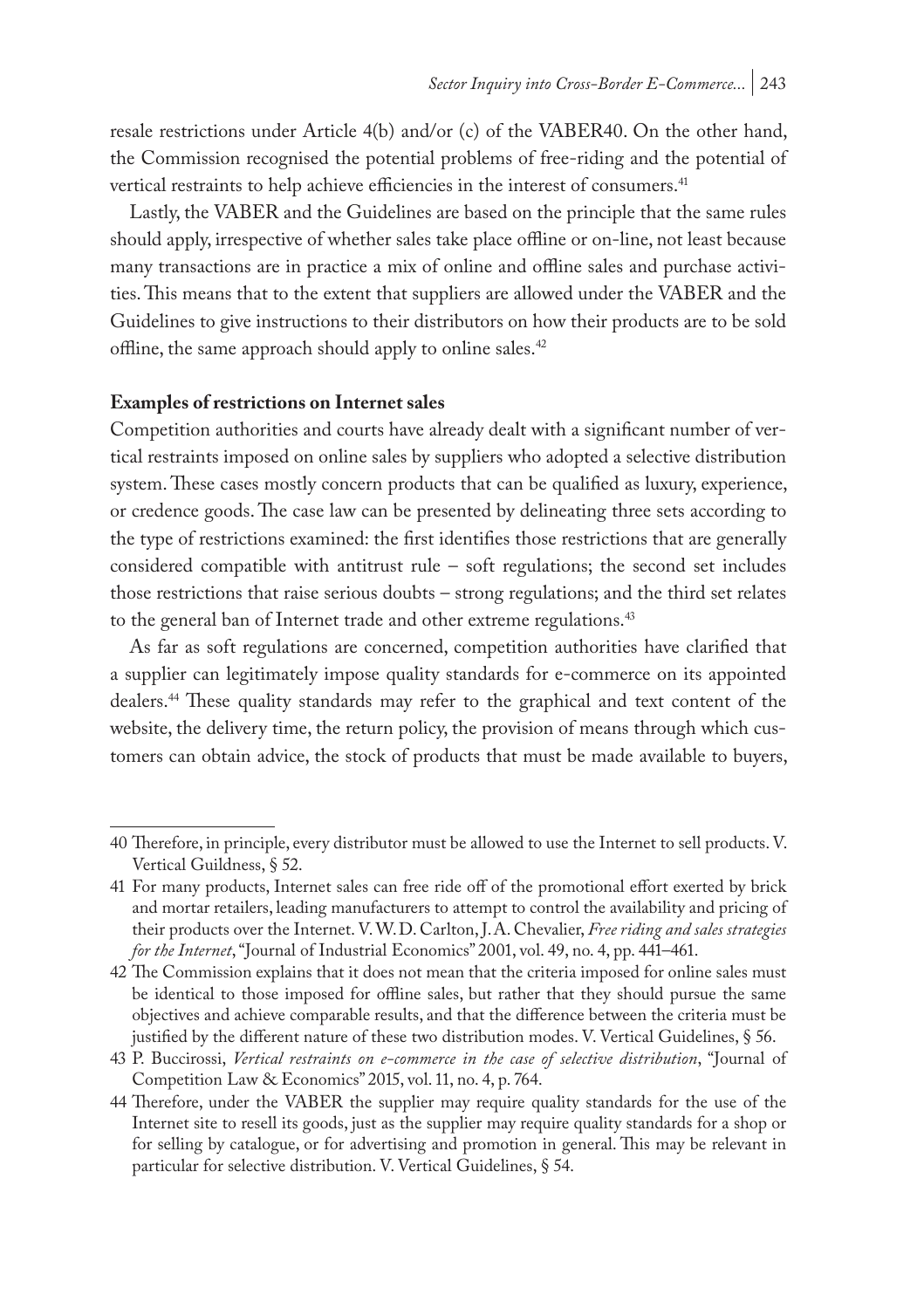resale restrictions under Article 4(b) and/or (c) of the VABER40. On the other hand, the Commission recognised the potential problems of free-riding and the potential of vertical restraints to help achieve efficiencies in the interest of consumers.[41]

Lastly, the VABER and the Guidelines are based on the principle that the same rules should apply, irrespective of whether sales take place offline or on-line, not least because many transactions are in practice a mix of online and offline sales and purchase activities. This means that to the extent that suppliers are allowed under the VABER and the Guidelines to give instructions to their distributors on how their products are to be sold offline, the same approach should apply to online sales.[42]

**Examples of restrictions on Internet sales**

Competition authorities and courts have already dealt with a significant number of vertical restraints imposed on online sales by suppliers who adopted a selective distribution system. These cases mostly concern products that can be qualified as luxury, experience, or credence goods. The case law can be presented by delineating three sets according to the type of restrictions examined: the first identifies those restrictions that are generally considered compatible with antitrust rule – soft regulations; the second set includes those restrictions that raise serious doubts – strong regulations; and the third set relates to the general ban of Internet trade and other extreme regulations.[43]

As far as soft regulations are concerned, competition authorities have clarified that a supplier can legitimately impose quality standards for e-commerce on its appointed dealers.[44] These quality standards may refer to the graphical and text content of the website, the delivery time, the return policy, the provision of means through which customers can obtain advice, the stock of products that must be made available to buyers,

---

40 Therefore, in principle, every distributor must be allowed to use the Internet to sell products. V. Vertical Guildness, § 52.

41 For many products, Internet sales can free ride off of the promotional effort exerted by brick and mortar retailers, leading manufacturers to attempt to control the availability and pricing of their products over the Internet. V. W. D. Carlton, J. A. Chevalier, *Free riding and sales strategies for the Internet*, "Journal of Industrial Economics" 2001, vol. 49, no. 4, pp. 441–461.

42 The Commission explains that it does not mean that the criteria imposed for online sales must be identical to those imposed for offline sales, but rather that they should pursue the same objectives and achieve comparable results, and that the difference between the criteria must be justified by the different nature of these two distribution modes. V. Vertical Guidelines, § 56.

43 P. Buccirossi, *Vertical restraints on e-commerce in the case of selective distribution*, "Journal of Competition Law & Economics" 2015, vol. 11, no. 4, p. 764.

44 Therefore, under the VABER the supplier may require quality standards for the use of the Internet site to resell its goods, just as the supplier may require quality standards for a shop or for selling by catalogue, or for advertising and promotion in general. This may be relevant in particular for selective distribution. V. Vertical Guidelines, § 54.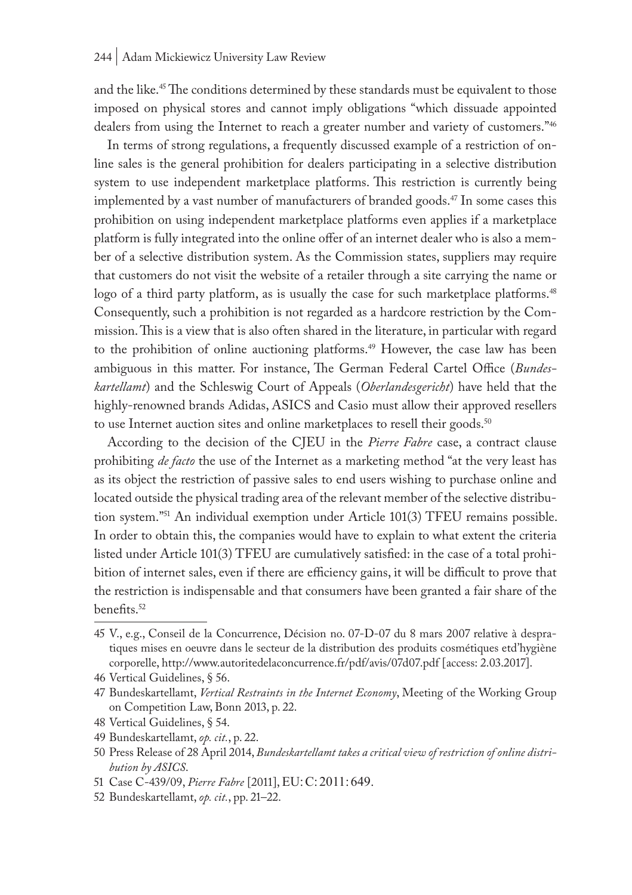and the like.[45] The conditions determined by these standards must be equivalent to those imposed on physical stores and cannot imply obligations "which dissuade appointed dealers from using the Internet to reach a greater number and variety of customers."[46]

In terms of strong regulations, a frequently discussed example of a restriction of online sales is the general prohibition for dealers participating in a selective distribution system to use independent marketplace platforms. This restriction is currently being implemented by a vast number of manufacturers of branded goods.[47] In some cases this prohibition on using independent marketplace platforms even applies if a marketplace platform is fully integrated into the online offer of an internet dealer who is also a member of a selective distribution system. As the Commission states, suppliers may require that customers do not visit the website of a retailer through a site carrying the name or logo of a third party platform, as is usually the case for such marketplace platforms.[48] Consequently, such a prohibition is not regarded as a hardcore restriction by the Commission. This is a view that is also often shared in the literature, in particular with regard to the prohibition of online auctioning platforms.[49] However, the case law has been ambiguous in this matter. For instance, The German Federal Cartel Office (*Bundeskartellamt*) and the Schleswig Court of Appeals (*Oberlandesgericht*) have held that the highly-renowned brands Adidas, ASICS and Casio must allow their approved resellers to use Internet auction sites and online marketplaces to resell their goods.[50]

According to the decision of the CJEU in the *Pierre Fabre* case, a contract clause prohibiting *de facto* the use of the Internet as a marketing method "at the very least has as its object the restriction of passive sales to end users wishing to purchase online and located outside the physical trading area of the relevant member of the selective distribution system."[51] An individual exemption under Article 101(3) TFEU remains possible. In order to obtain this, the companies would have to explain to what extent the criteria listed under Article 101(3) TFEU are cumulatively satisfied: in the case of a total prohibition of internet sales, even if there are efficiency gains, it will be difficult to prove that the restriction is indispensable and that consumers have been granted a fair share of the benefits.[52]

---

45 V., e.g., Conseil de la Concurrence, Décision no. 07-D-07 du 8 mars 2007 relative à despratiques mises en oeuvre dans le secteur de la distribution des produits cosmétiques etd'hygiène corporelle, http://www.autoritedelaconcurrence.fr/pdf/avis/07d07.pdf [access: 2.03.2017].

46 Vertical Guidelines, § 56.

47 Bundeskartellamt, *Vertical Restraints in the Internet Economy*, Meeting of the Working Group on Competition Law, Bonn 2013, p. 22.

48 Vertical Guidelines, § 54.

49 Bundeskartellamt, *op. cit.*, p. 22.

50 Press Release of 28 April 2014, *Bundeskartellamt takes a critical view of restriction of online distribution by ASICS*.

51 Case C-439/09, *Pierre Fabre* [2011], EU:C:2011:649.

52 Bundeskartellamt, *op. cit.*, pp. 21–22.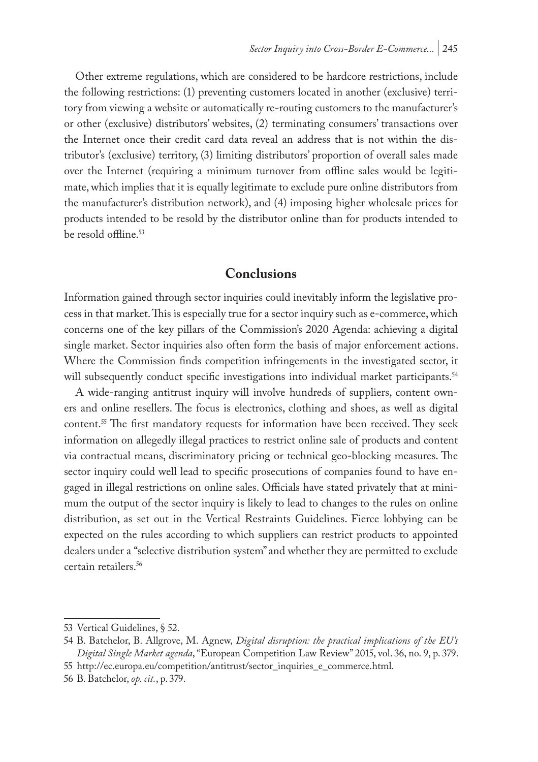Other extreme regulations, which are considered to be hardcore restrictions, include the following restrictions: (1) preventing customers located in another (exclusive) territory from viewing a website or automatically re-routing customers to the manufacturer's or other (exclusive) distributors' websites, (2) terminating consumers' transactions over the Internet once their credit card data reveal an address that is not within the distributor's (exclusive) territory, (3) limiting distributors' proportion of overall sales made over the Internet (requiring a minimum turnover from offline sales would be legitimate, which implies that it is equally legitimate to exclude pure online distributors from the manufacturer's distribution network), and (4) imposing higher wholesale prices for products intended to be resold by the distributor online than for products intended to be resold offline.[53]

## Conclusions

Information gained through sector inquiries could inevitably inform the legislative process in that market. This is especially true for a sector inquiry such as e-commerce, which concerns one of the key pillars of the Commission's 2020 Agenda: achieving a digital single market. Sector inquiries also often form the basis of major enforcement actions. Where the Commission finds competition infringements in the investigated sector, it will subsequently conduct specific investigations into individual market participants.[54]

A wide-ranging antitrust inquiry will involve hundreds of suppliers, content owners and online resellers. The focus is electronics, clothing and shoes, as well as digital content.[55] The first mandatory requests for information have been received. They seek information on allegedly illegal practices to restrict online sale of products and content via contractual means, discriminatory pricing or technical geo-blocking measures. The sector inquiry could well lead to specific prosecutions of companies found to have engaged in illegal restrictions on online sales. Officials have stated privately that at minimum the output of the sector inquiry is likely to lead to changes to the rules on online distribution, as set out in the Vertical Restraints Guidelines. Fierce lobbying can be expected on the rules according to which suppliers can restrict products to appointed dealers under a "selective distribution system" and whether they are permitted to exclude certain retailers.[56]

---

53 Vertical Guidelines, § 52.

54 B. Batchelor, B. Allgrove, M. Agnew, *Digital disruption: the practical implications of the EU's Digital Single Market agenda*, "European Competition Law Review" 2015, vol. 36, no. 9, p. 379.

55 http://ec.europa.eu/competition/antitrust/sector_inquiries_e_commerce.html.

56 B. Batchelor, *op. cit.*, p. 379.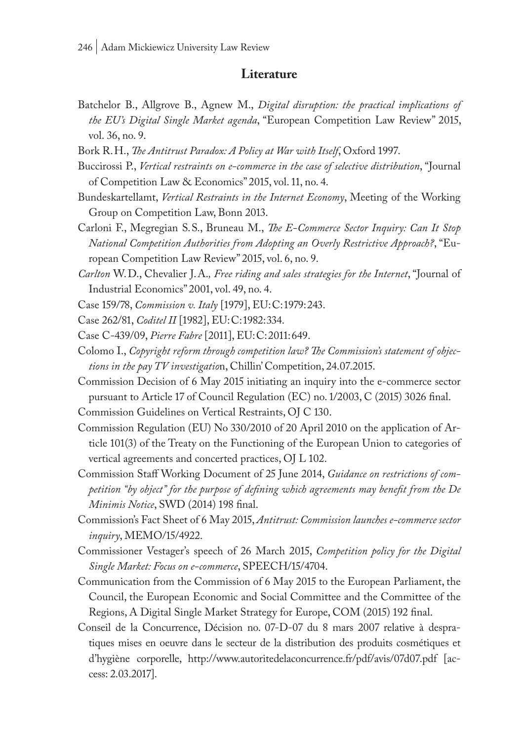## Literature

Batchelor B., Allgrove B., Agnew M., *Digital disruption: the practical implications of the EU's Digital Single Market agenda*, "European Competition Law Review" 2015, vol. 36, no. 9.

Bork R.H., *The Antitrust Paradox: A Policy at War with Itself*, Oxford 1997.

Buccirossi P., *Vertical restraints on e-commerce in the case of selective distribution*, "Journal of Competition Law & Economics" 2015, vol. 11, no. 4.

Bundeskartellamt, *Vertical Restraints in the Internet Economy*, Meeting of the Working Group on Competition Law, Bonn 2013.

Carloni F., Megregian S.S., Bruneau M., *The E-Commerce Sector Inquiry: Can It Stop National Competition Authorities from Adopting an Overly Restrictive Approach?*, "European Competition Law Review" 2015, vol. 6, no. 9.

*Carlton* W.D., Chevalier J.A.*, Free riding and sales strategies for the Internet*, "Journal of Industrial Economics" 2001, vol. 49, no. 4.

Case 159/78, *Commission v. Italy* [1979], EU:C:1979:243.

Case 262/81, *Coditel II* [1982], EU:C:1982:334.

Case C-439/09, *Pierre Fabre* [2011], EU:C:2011:649.

Colomo I., *Copyright reform through competition law? The Commission's statement of objections in the pay TV investigatio*n, Chillin' Competition, 24.07.2015.

Commission Decision of 6 May 2015 initiating an inquiry into the e-commerce sector pursuant to Article 17 of Council Regulation (EC) no. 1/2003, C (2015) 3026 final.

Commission Guidelines on Vertical Restraints, OJ C 130.

Commission Regulation (EU) No 330/2010 of 20 April 2010 on the application of Article 101(3) of the Treaty on the Functioning of the European Union to categories of vertical agreements and concerted practices, OJ L 102.

Commission Staff Working Document of 25 June 2014, *Guidance on restrictions of competition "by object" for the purpose of defining which agreements may benefit from the De Minimis Notice*, SWD (2014) 198 final.

Commission's Fact Sheet of 6 May 2015, *Antitrust: Commission launches e-commerce sector inquiry*, MEMO/15/4922.

Commissioner Vestager's speech of 26 March 2015, *Competition policy for the Digital Single Market: Focus on e-commerce*, SPEECH/15/4704.

Communication from the Commission of 6 May 2015 to the European Parliament, the Council, the European Economic and Social Committee and the Committee of the Regions, A Digital Single Market Strategy for Europe, COM (2015) 192 final.

Conseil de la Concurrence, Décision no. 07-D-07 du 8 mars 2007 relative à despratiques mises en oeuvre dans le secteur de la distribution des produits cosmétiques et d'hygiène corporelle, http://www.autoritedelaconcurrence.fr/pdf/avis/07d07.pdf [access: 2.03.2017].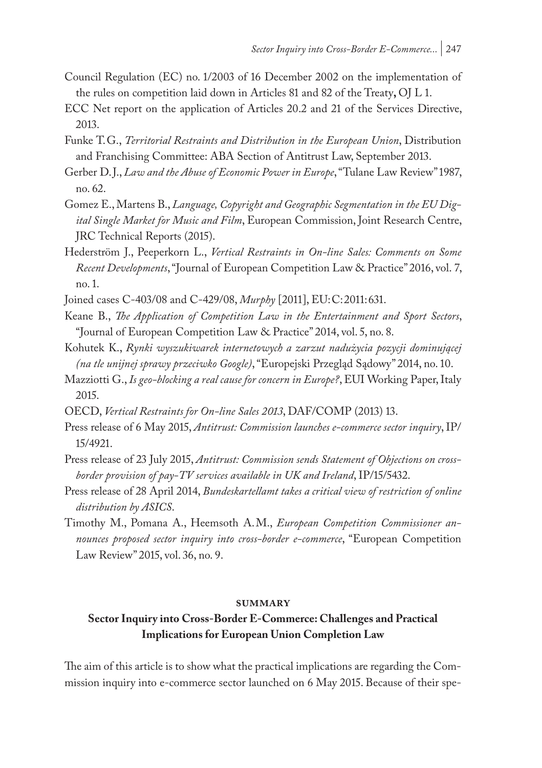Council Regulation (EC) no. 1/2003 of 16 December 2002 on the implementation of the rules on competition laid down in Articles 81 and 82 of the Treaty**,** OJ L 1.

ECC Net report on the application of Articles 20.2 and 21 of the Services Directive, 2013.

Funke T.G., *Territorial Restraints and Distribution in the European Union*, Distribution and Franchising Committee: ABA Section of Antitrust Law, September 2013.

Gerber D.J., *Law and the Abuse of Economic Power in Europe*, "Tulane Law Review" 1987, no. 62.

Gomez E., Martens B., *Language, Copyright and Geographic Segmentation in the EU Digital Single Market for Music and Film*, European Commission, Joint Research Centre, JRC Technical Reports (2015).

Hederström J., Peeperkorn L., *Vertical Restraints in On-line Sales: Comments on Some Recent Developments*, "Journal of European Competition Law & Practice" 2016, vol. 7, no. 1.

Joined cases C-403/08 and C-429/08, *Murphy* [2011], EU:C:2011:631.

Keane B., *The Application of Competition Law in the Entertainment and Sport Sectors*, "Journal of European Competition Law & Practice" 2014, vol. 5, no. 8.

Kohutek K., *Rynki wyszukiwarek internetowych a zarzut nadużycia pozycji dominującej (na tle unijnej sprawy przeciwko Google)*, "Europejski Przegląd Sądowy" 2014, no. 10.

Mazziotti G., *Is geo-blocking a real cause for concern in Europe?*, EUI Working Paper, Italy 2015.

OECD, *Vertical Restraints for On-line Sales 2013*, DAF/COMP (2013) 13.

Press release of 6 May 2015, *Antitrust: Commission launches e-commerce sector inquiry*, IP/15/4921.

Press release of 23 July 2015, *Antitrust: Commission sends Statement of Objections on cross-border provision of pay-TV services available in UK and Ireland*, IP/15/5432.

Press release of 28 April 2014, *Bundeskartellamt takes a critical view of restriction of online distribution by ASICS*.

Timothy M., Pomana A., Heemsoth A.M., *European Competition Commissioner announces proposed sector inquiry into cross-border e-commerce*, "European Competition Law Review" 2015, vol. 36, no. 9.

## SUMMARY

### Sector Inquiry into Cross-Border E-Commerce: Challenges and Practical Implications for European Union Completion Law

The aim of this article is to show what the practical implications are regarding the Commission inquiry into e-commerce sector launched on 6 May 2015. Because of their spe-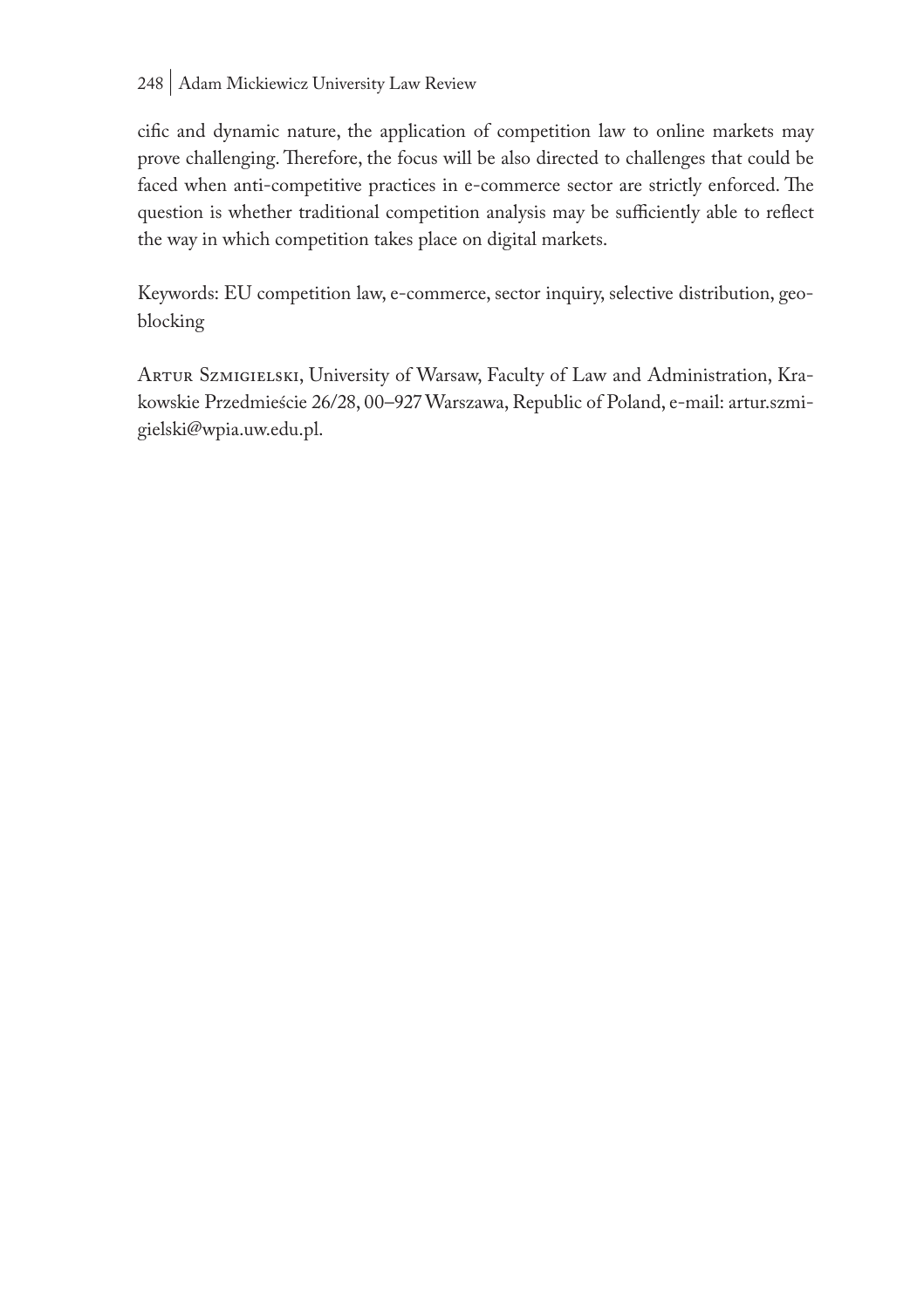cific and dynamic nature, the application of competition law to online markets may prove challenging. Therefore, the focus will be also directed to challenges that could be faced when anti-competitive practices in e-commerce sector are strictly enforced. The question is whether traditional competition analysis may be sufficiently able to reflect the way in which competition takes place on digital markets.

Keywords: EU competition law, e-commerce, sector inquiry, selective distribution, geoblocking

Artur Szmigielski, University of Warsaw, Faculty of Law and Administration, Krakowskie Przedmieście 26/28, 00–927 Warszawa, Republic of Poland, e-mail: artur.szmigielski@wpia.uw.edu.pl.